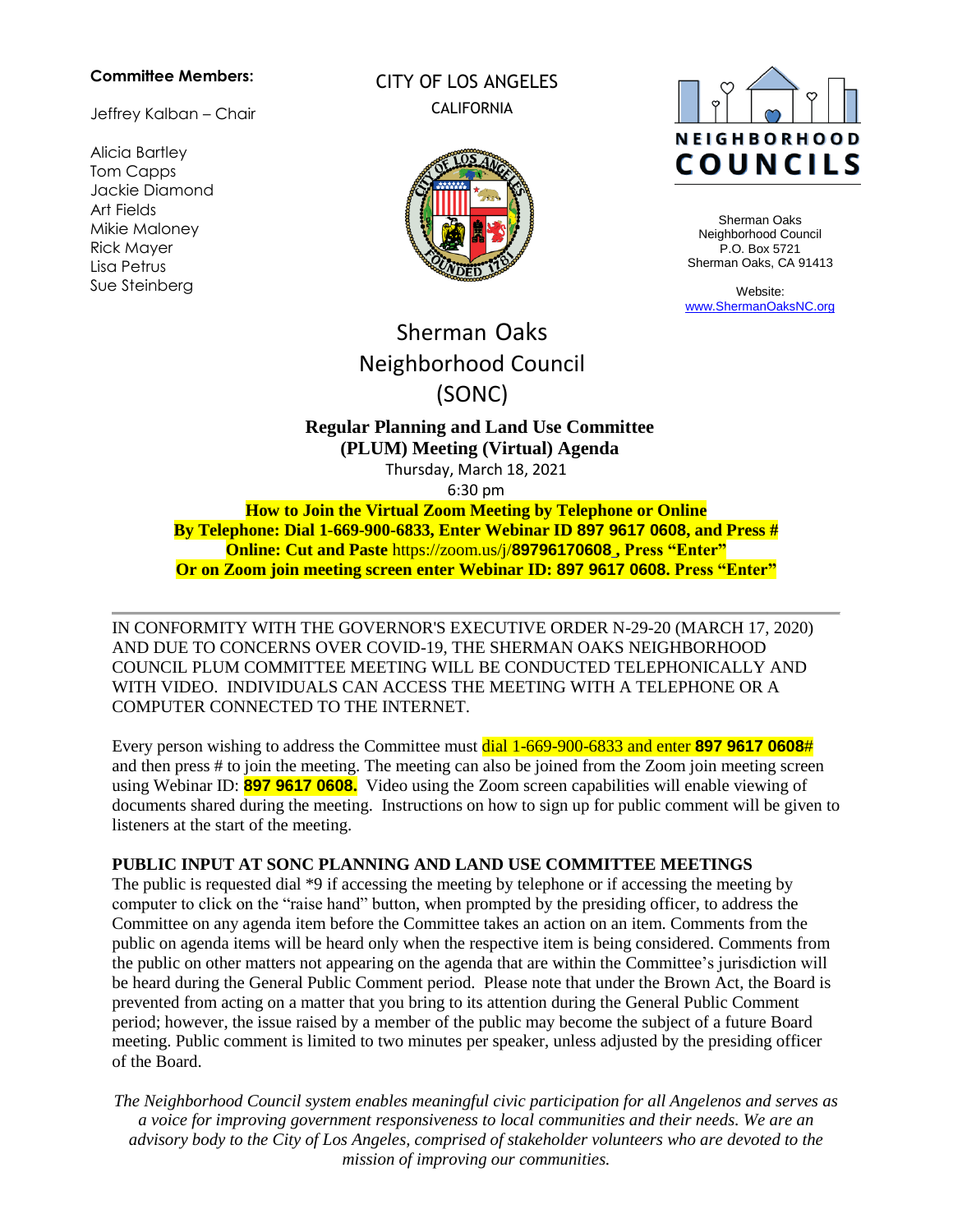**Committee Members:**

Jeffrey Kalban – Chair

Alicia Bartley
Tom Capps
Jackie Diamond
Art Fields
Mikie Maloney
Rick Mayer
Lisa Petrus
Sue Steinberg

CITY OF LOS ANGELES
CALIFORNIA

NEIGHBORHOOD COUNCILS

Sherman Oaks
Neighborhood Council
P.O. Box 5721
Sherman Oaks, CA 91413

Website:
www.ShermanOaksNC.org

# Sherman Oaks Neighborhood Council (SONC)

## Regular Planning and Land Use Committee (PLUM) Meeting (Virtual) Agenda

Thursday, March 18, 2021
6:30 pm

**How to Join the Virtual Zoom Meeting by Telephone or Online**
**By Telephone: Dial 1-669-900-6833, Enter Webinar ID 897 9617 0608, and Press #**
**Online: Cut and Paste** https://zoom.us/j/**89796170608 , Press "Enter"**
**Or on Zoom join meeting screen enter Webinar ID: 897 9617 0608. Press "Enter"**

---

IN CONFORMITY WITH THE GOVERNOR'S EXECUTIVE ORDER N-29-20 (MARCH 17, 2020) AND DUE TO CONCERNS OVER COVID-19, THE SHERMAN OAKS NEIGHBORHOOD COUNCIL PLUM COMMITTEE MEETING WILL BE CONDUCTED TELEPHONICALLY AND WITH VIDEO. INDIVIDUALS CAN ACCESS THE MEETING WITH A TELEPHONE OR A COMPUTER CONNECTED TO THE INTERNET.

Every person wishing to address the Committee must dial 1-669-900-6833 and enter **897 9617 0608**# and then press # to join the meeting. The meeting can also be joined from the Zoom join meeting screen using Webinar ID: **897 9617 0608.** Video using the Zoom screen capabilities will enable viewing of documents shared during the meeting. Instructions on how to sign up for public comment will be given to listeners at the start of the meeting.

**PUBLIC INPUT AT SONC PLANNING AND LAND USE COMMITTEE MEETINGS**
The public is requested dial *9 if accessing the meeting by telephone or if accessing the meeting by computer to click on the "raise hand" button, when prompted by the presiding officer, to address the Committee on any agenda item before the Committee takes an action on an item. Comments from the public on agenda items will be heard only when the respective item is being considered. Comments from the public on other matters not appearing on the agenda that are within the Committee's jurisdiction will be heard during the General Public Comment period. Please note that under the Brown Act, the Board is prevented from acting on a matter that you bring to its attention during the General Public Comment period; however, the issue raised by a member of the public may become the subject of a future Board meeting. Public comment is limited to two minutes per speaker, unless adjusted by the presiding officer of the Board.

*The Neighborhood Council system enables meaningful civic participation for all Angelenos and serves as a voice for improving government responsiveness to local communities and their needs. We are an advisory body to the City of Los Angeles, comprised of stakeholder volunteers who are devoted to the mission of improving our communities.*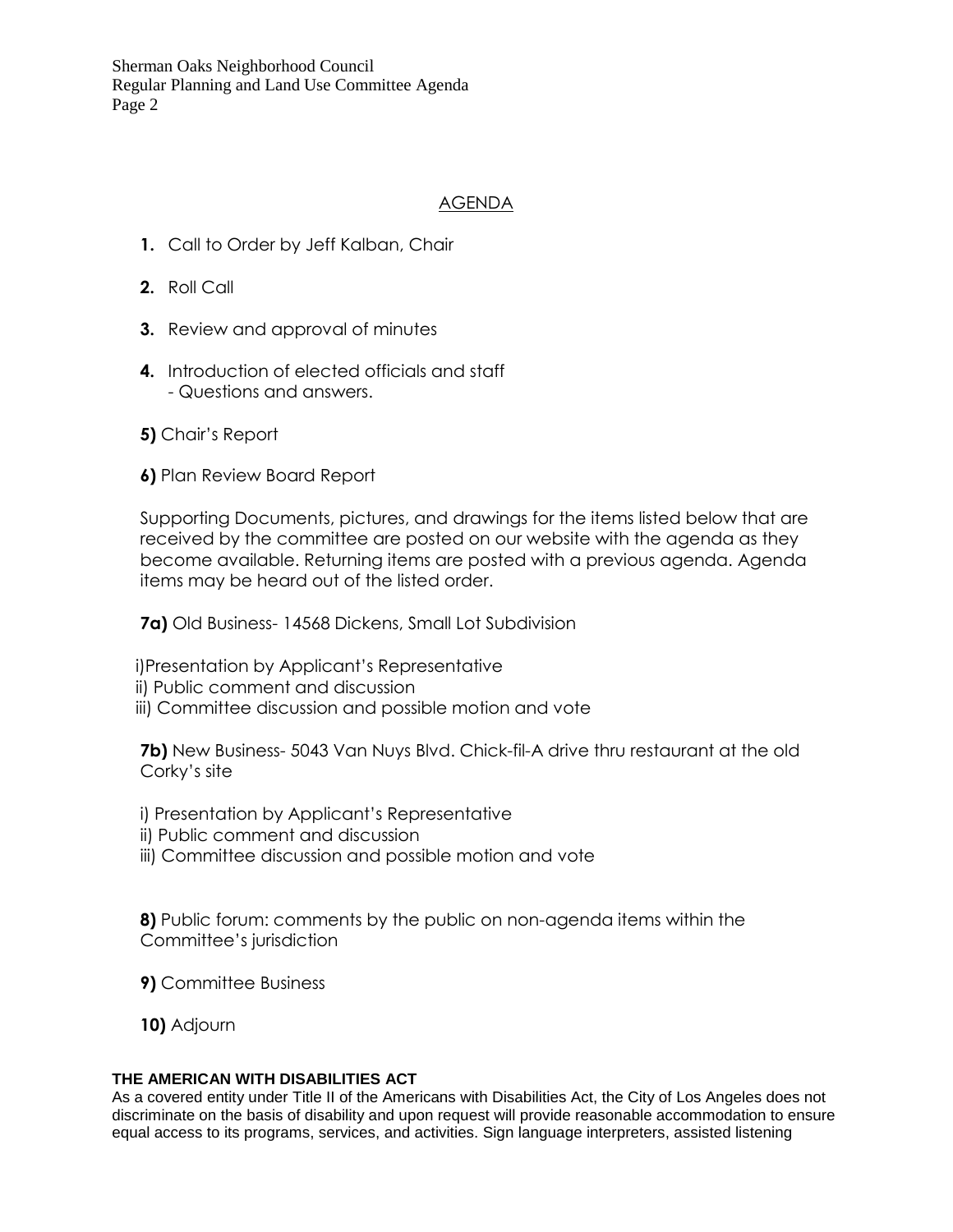## AGENDA

**1.** Call to Order by Jeff Kalban, Chair

**2.** Roll Call

**3.** Review and approval of minutes

**4.** Introduction of elected officials and staff
- Questions and answers.

**5)** Chair's Report

**6)** Plan Review Board Report

Supporting Documents, pictures, and drawings for the items listed below that are received by the committee are posted on our website with the agenda as they become available. Returning items are posted with a previous agenda. Agenda items may be heard out of the listed order.

**7a)** Old Business- 14568 Dickens, Small Lot Subdivision

i)Presentation by Applicant's Representative
ii) Public comment and discussion
iii) Committee discussion and possible motion and vote

**7b)** New Business- 5043 Van Nuys Blvd. Chick-fil-A drive thru restaurant at the old Corky's site

i) Presentation by Applicant's Representative
ii) Public comment and discussion
iii) Committee discussion and possible motion and vote

**8)** Public forum: comments by the public on non-agenda items within the Committee's jurisdiction

**9)** Committee Business

**10)** Adjourn

**THE AMERICAN WITH DISABILITIES ACT**

As a covered entity under Title II of the Americans with Disabilities Act, the City of Los Angeles does not discriminate on the basis of disability and upon request will provide reasonable accommodation to ensure equal access to its programs, services, and activities. Sign language interpreters, assisted listening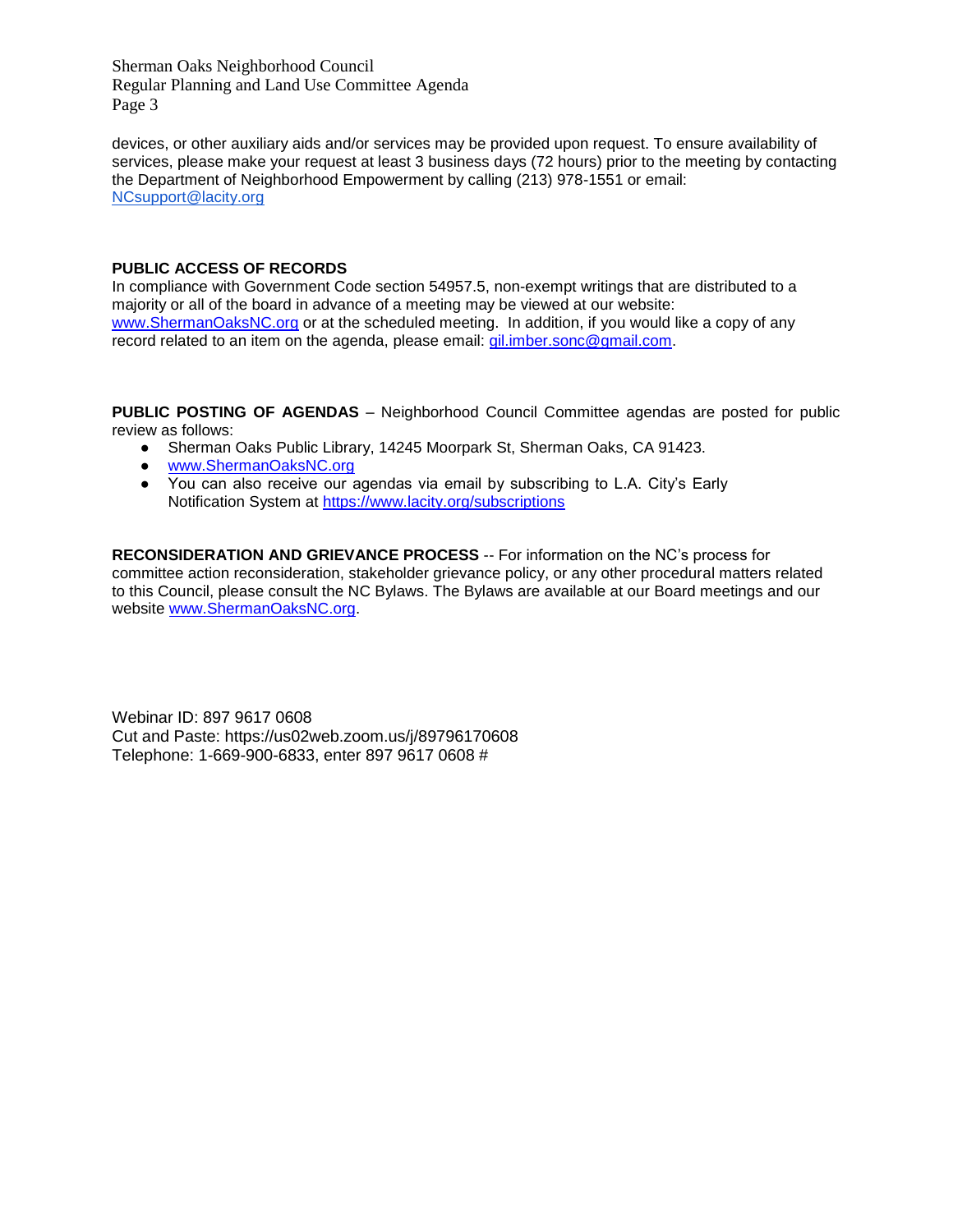devices, or other auxiliary aids and/or services may be provided upon request. To ensure availability of services, please make your request at least 3 business days (72 hours) prior to the meeting by contacting the Department of Neighborhood Empowerment by calling (213) 978-1551 or email: NCsupport@lacity.org

**PUBLIC ACCESS OF RECORDS**
In compliance with Government Code section 54957.5, non-exempt writings that are distributed to a majority or all of the board in advance of a meeting may be viewed at our website: www.ShermanOaksNC.org or at the scheduled meeting. In addition, if you would like a copy of any record related to an item on the agenda, please email: gil.imber.sonc@gmail.com.

**PUBLIC POSTING OF AGENDAS** – Neighborhood Council Committee agendas are posted for public review as follows:

- Sherman Oaks Public Library, 14245 Moorpark St, Sherman Oaks, CA 91423.
- www.ShermanOaksNC.org
- You can also receive our agendas via email by subscribing to L.A. City's Early Notification System at https://www.lacity.org/subscriptions

**RECONSIDERATION AND GRIEVANCE PROCESS** -- For information on the NC's process for committee action reconsideration, stakeholder grievance policy, or any other procedural matters related to this Council, please consult the NC Bylaws. The Bylaws are available at our Board meetings and our website www.ShermanOaksNC.org.

Webinar ID: 897 9617 0608
Cut and Paste: https://us02web.zoom.us/j/89796170608
Telephone: 1-669-900-6833, enter 897 9617 0608 #